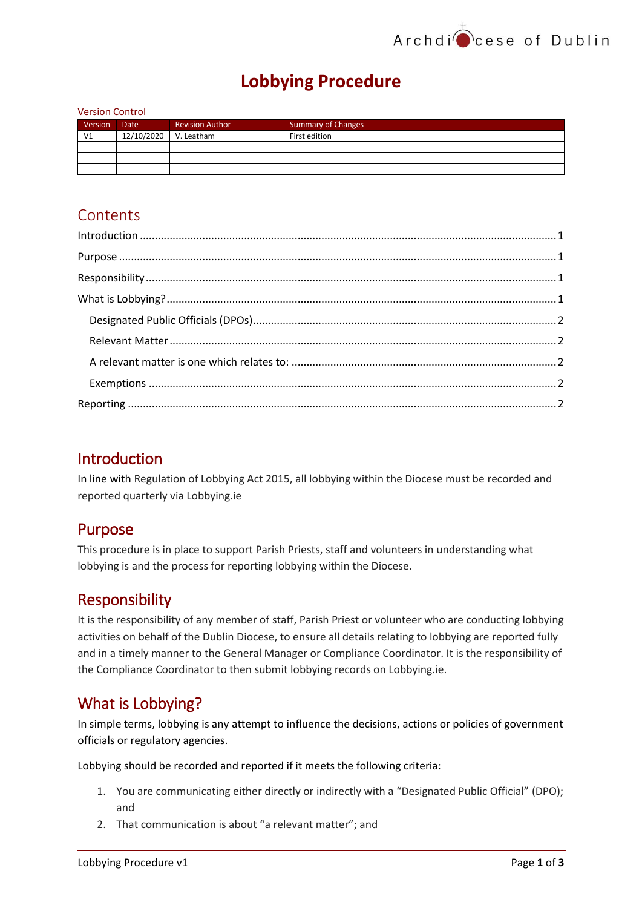Archdiocese of Dublin

# Lobbying Procedure

Version Control

| Version | Date | Revision Author | Summary of Changes |
|---|---|---|---|
| V1 | 12/10/2020 | V. Leatham | First edition |
| | | | |
| | | | |
| | | | |

## Contents

Introduction ........ 1

Purpose ........ 1

Responsibility ........ 1

What is Lobbying? ........ 1

- Designated Public Officials (DPOs) ........ 2
- Relevant Matter ........ 2
- A relevant matter is one which relates to: ........ 2
- Exemptions ........ 2

Reporting ........ 2

## Introduction

In line with Regulation of Lobbying Act 2015, all lobbying within the Diocese must be recorded and reported quarterly via Lobbying.ie

## Purpose

This procedure is in place to support Parish Priests, staff and volunteers in understanding what lobbying is and the process for reporting lobbying within the Diocese.

## Responsibility

It is the responsibility of any member of staff, Parish Priest or volunteer who are conducting lobbying activities on behalf of the Dublin Diocese, to ensure all details relating to lobbying are reported fully and in a timely manner to the General Manager or Compliance Coordinator. It is the responsibility of the Compliance Coordinator to then submit lobbying records on Lobbying.ie.

## What is Lobbying?

In simple terms, lobbying is any attempt to influence the decisions, actions or policies of government officials or regulatory agencies.

Lobbying should be recorded and reported if it meets the following criteria:

1. You are communicating either directly or indirectly with a "Designated Public Official" (DPO); and
2. That communication is about "a relevant matter"; and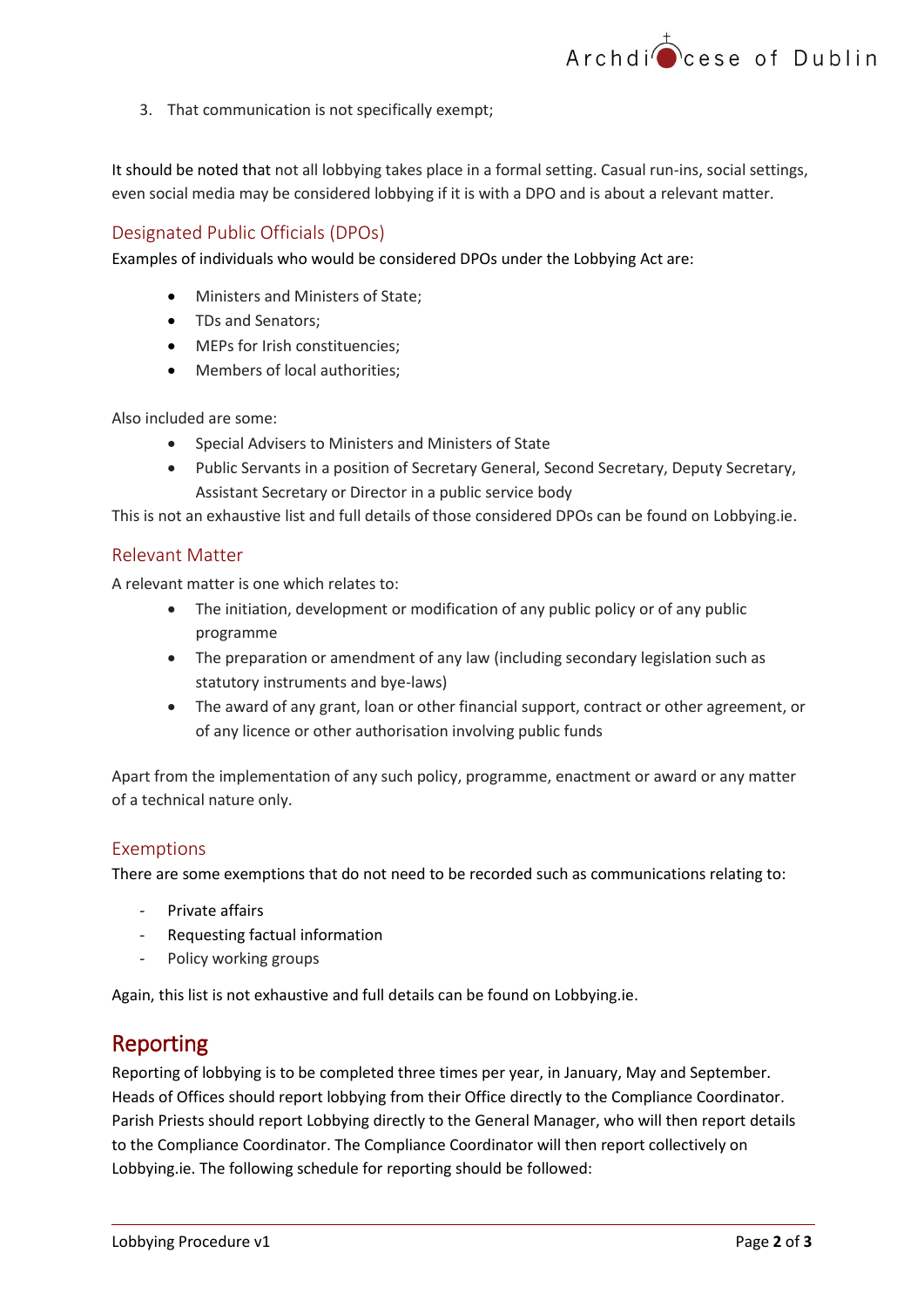3. That communication is not specifically exempt;

It should be noted that not all lobbying takes place in a formal setting. Casual run-ins, social settings, even social media may be considered lobbying if it is with a DPO and is about a relevant matter.

### Designated Public Officials (DPOs)

Examples of individuals who would be considered DPOs under the Lobbying Act are:

- Ministers and Ministers of State;
- TDs and Senators;
- MEPs for Irish constituencies;
- Members of local authorities;

Also included are some:

- Special Advisers to Ministers and Ministers of State
- Public Servants in a position of Secretary General, Second Secretary, Deputy Secretary, Assistant Secretary or Director in a public service body

This is not an exhaustive list and full details of those considered DPOs can be found on Lobbying.ie.

### Relevant Matter

A relevant matter is one which relates to:

- The initiation, development or modification of any public policy or of any public programme
- The preparation or amendment of any law (including secondary legislation such as statutory instruments and bye-laws)
- The award of any grant, loan or other financial support, contract or other agreement, or of any licence or other authorisation involving public funds

Apart from the implementation of any such policy, programme, enactment or award or any matter of a technical nature only.

### Exemptions

There are some exemptions that do not need to be recorded such as communications relating to:

- Private affairs
- Requesting factual information
- Policy working groups

Again, this list is not exhaustive and full details can be found on Lobbying.ie.

## Reporting

Reporting of lobbying is to be completed three times per year, in January, May and September. Heads of Offices should report lobbying from their Office directly to the Compliance Coordinator. Parish Priests should report Lobbying directly to the General Manager, who will then report details to the Compliance Coordinator. The Compliance Coordinator will then report collectively on Lobbying.ie. The following schedule for reporting should be followed: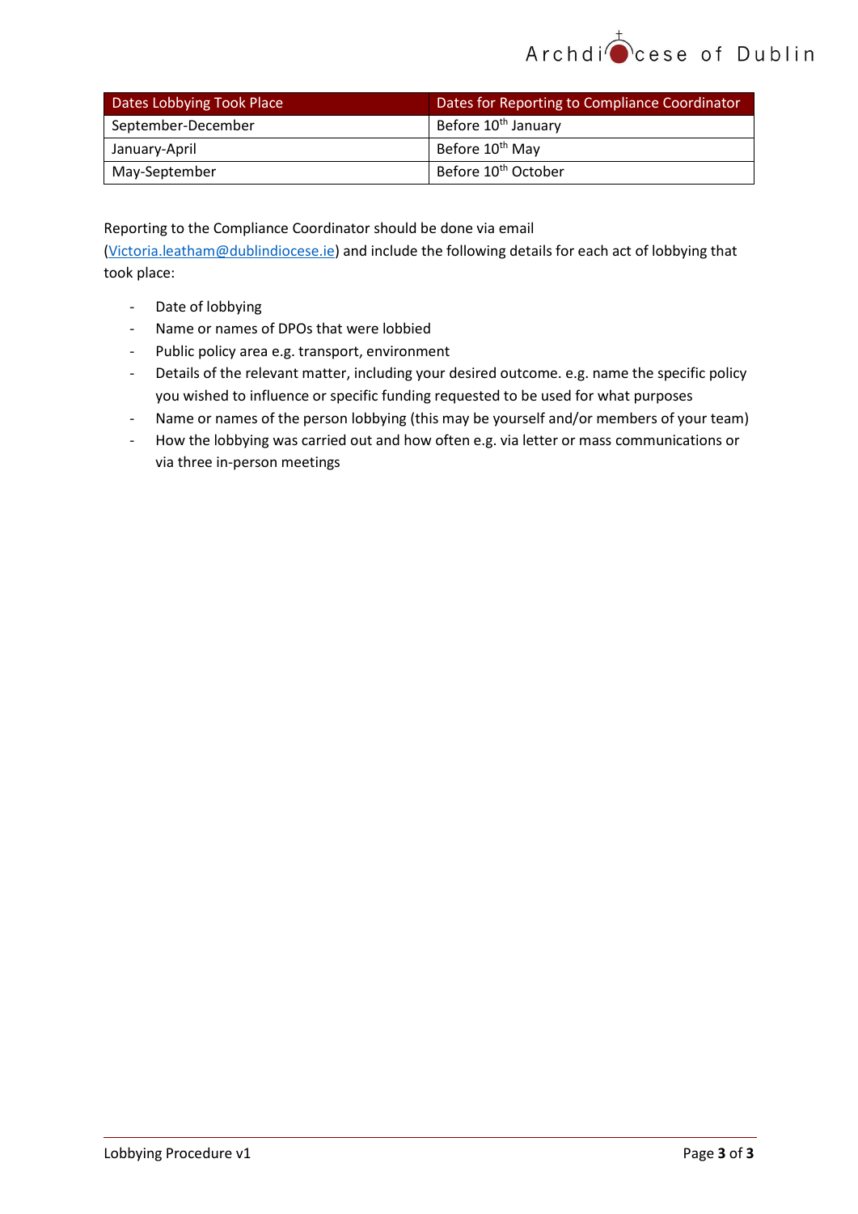| Dates Lobbying Took Place | Dates for Reporting to Compliance Coordinator |
| --- | --- |
| September-December | Before 10th January |
| January-April | Before 10th May |
| May-September | Before 10th October |

Reporting to the Compliance Coordinator should be done via email (Victoria.leatham@dublindiocese.ie) and include the following details for each act of lobbying that took place:

- Date of lobbying
- Name or names of DPOs that were lobbied
- Public policy area e.g. transport, environment
- Details of the relevant matter, including your desired outcome. e.g. name the specific policy you wished to influence or specific funding requested to be used for what purposes
- Name or names of the person lobbying (this may be yourself and/or members of your team)
- How the lobbying was carried out and how often e.g. via letter or mass communications or via three in-person meetings